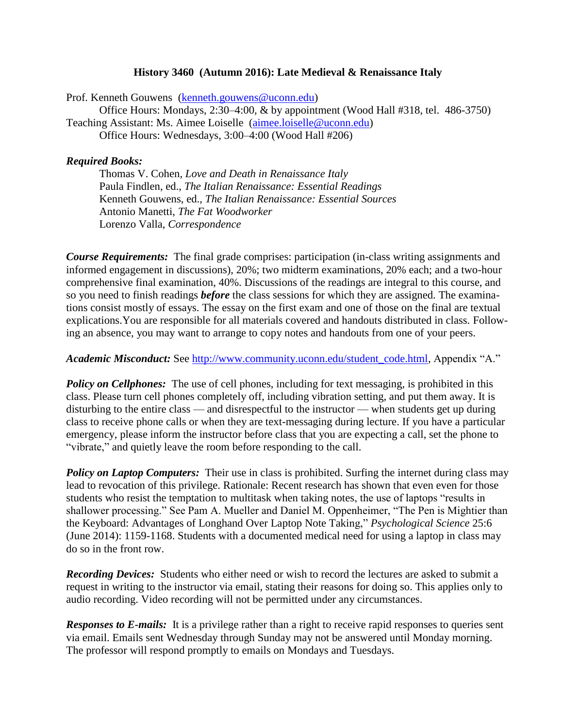# History 3460 (Autumn 2016): Late Medieval & Renaissance Italy

Prof. Kenneth Gouwens (kenneth.gouwens@uconn.edu)
Office Hours: Mondays, 2:30–4:00, & by appointment (Wood Hall #318, tel. 486-3750)
Teaching Assistant: Ms. Aimee Loiselle (aimee.loiselle@uconn.edu)
Office Hours: Wednesdays, 3:00–4:00 (Wood Hall #206)

***Required Books:***

Thomas V. Cohen, *Love and Death in Renaissance Italy*
Paula Findlen, ed., *The Italian Renaissance: Essential Readings*
Kenneth Gouwens, ed., *The Italian Renaissance: Essential Sources*
Antonio Manetti, *The Fat Woodworker*
Lorenzo Valla, *Correspondence*

***Course Requirements:*** The final grade comprises: participation (in-class writing assignments and informed engagement in discussions), 20%; two midterm examinations, 20% each; and a two-hour comprehensive final examination, 40%. Discussions of the readings are integral to this course, and so you need to finish readings ***before*** the class sessions for which they are assigned. The examinations consist mostly of essays. The essay on the first exam and one of those on the final are textual explications.You are responsible for all materials covered and handouts distributed in class. Following an absence, you may want to arrange to copy notes and handouts from one of your peers.

***Academic Misconduct:*** See http://www.community.uconn.edu/student_code.html, Appendix "A."

***Policy on Cellphones:*** The use of cell phones, including for text messaging, is prohibited in this class. Please turn cell phones completely off, including vibration setting, and put them away. It is disturbing to the entire class — and disrespectful to the instructor — when students get up during class to receive phone calls or when they are text-messaging during lecture. If you have a particular emergency, please inform the instructor before class that you are expecting a call, set the phone to "vibrate," and quietly leave the room before responding to the call.

***Policy on Laptop Computers:*** Their use in class is prohibited. Surfing the internet during class may lead to revocation of this privilege. Rationale: Recent research has shown that even even for those students who resist the temptation to multitask when taking notes, the use of laptops "results in shallower processing." See Pam A. Mueller and Daniel M. Oppenheimer, "The Pen is Mightier than the Keyboard: Advantages of Longhand Over Laptop Note Taking," *Psychological Science* 25:6 (June 2014): 1159-1168. Students with a documented medical need for using a laptop in class may do so in the front row.

***Recording Devices:*** Students who either need or wish to record the lectures are asked to submit a request in writing to the instructor via email, stating their reasons for doing so. This applies only to audio recording. Video recording will not be permitted under any circumstances.

***Responses to E-mails:*** It is a privilege rather than a right to receive rapid responses to queries sent via email. Emails sent Wednesday through Sunday may not be answered until Monday morning. The professor will respond promptly to emails on Mondays and Tuesdays.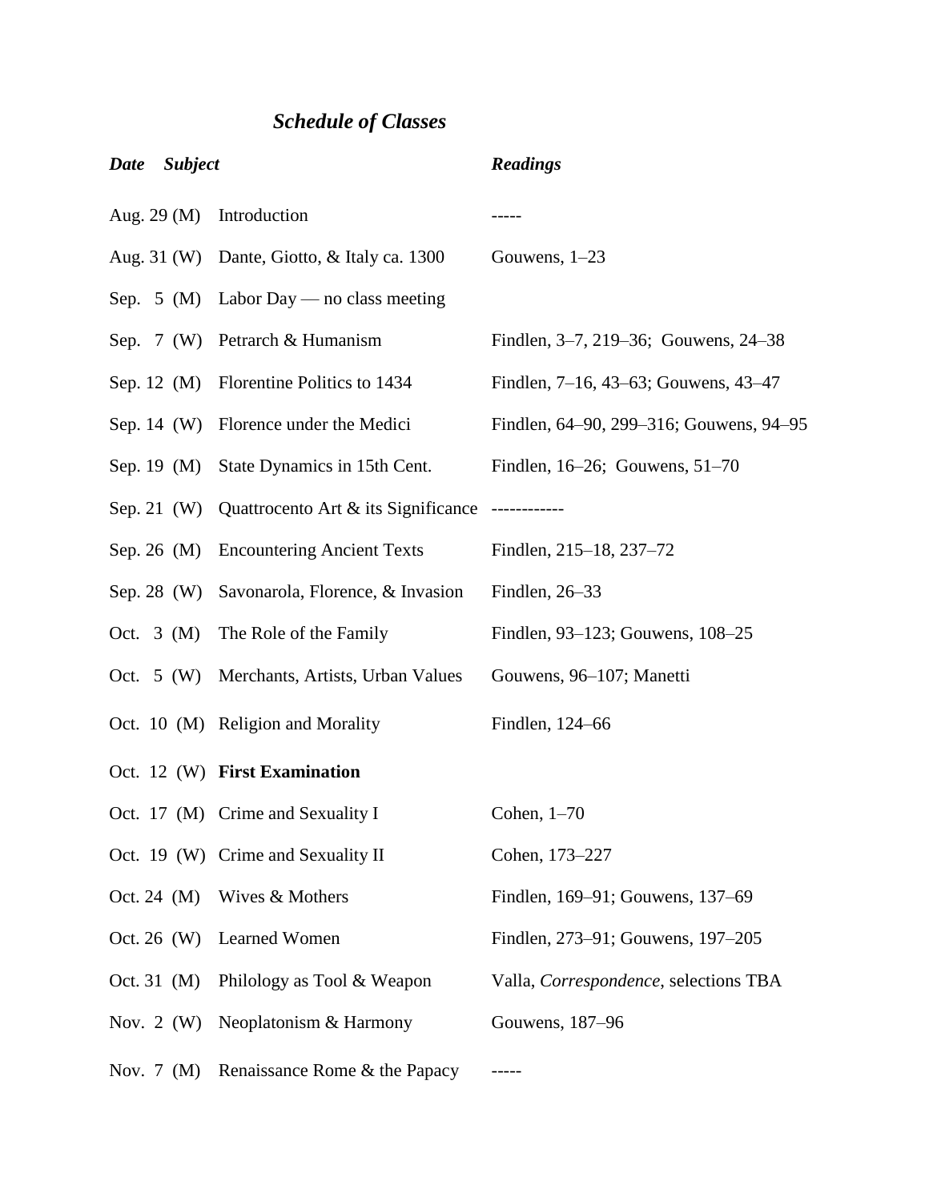## *Schedule of Classes*

| ***Date*** | ***Subject*** | ***Readings*** |
|---|---|---|
| Aug. 29 (M) | Introduction | ----- |
| Aug. 31 (W) | Dante, Giotto, & Italy ca. 1300 | Gouwens, 1–23 |
| Sep. 5 (M) | Labor Day — no class meeting | |
| Sep. 7 (W) | Petrarch & Humanism | Findlen, 3–7, 219–36; Gouwens, 24–38 |
| Sep. 12 (M) | Florentine Politics to 1434 | Findlen, 7–16, 43–63; Gouwens, 43–47 |
| Sep. 14 (W) | Florence under the Medici | Findlen, 64–90, 299–316; Gouwens, 94–95 |
| Sep. 19 (M) | State Dynamics in 15th Cent. | Findlen, 16–26; Gouwens, 51–70 |
| Sep. 21 (W) | Quattrocento Art & its Significance | ------------ |
| Sep. 26 (M) | Encountering Ancient Texts | Findlen, 215–18, 237–72 |
| Sep. 28 (W) | Savonarola, Florence, & Invasion | Findlen, 26–33 |
| Oct. 3 (M) | The Role of the Family | Findlen, 93–123; Gouwens, 108–25 |
| Oct. 5 (W) | Merchants, Artists, Urban Values | Gouwens, 96–107; Manetti |
| Oct. 10 (M) | Religion and Morality | Findlen, 124–66 |
| Oct. 12 (W) | **First Examination** | |
| Oct. 17 (M) | Crime and Sexuality I | Cohen, 1–70 |
| Oct. 19 (W) | Crime and Sexuality II | Cohen, 173–227 |
| Oct. 24 (M) | Wives & Mothers | Findlen, 169–91; Gouwens, 137–69 |
| Oct. 26 (W) | Learned Women | Findlen, 273–91; Gouwens, 197–205 |
| Oct. 31 (M) | Philology as Tool & Weapon | Valla, *Correspondence*, selections TBA |
| Nov. 2 (W) | Neoplatonism & Harmony | Gouwens, 187–96 |
| Nov. 7 (M) | Renaissance Rome & the Papacy | ----- |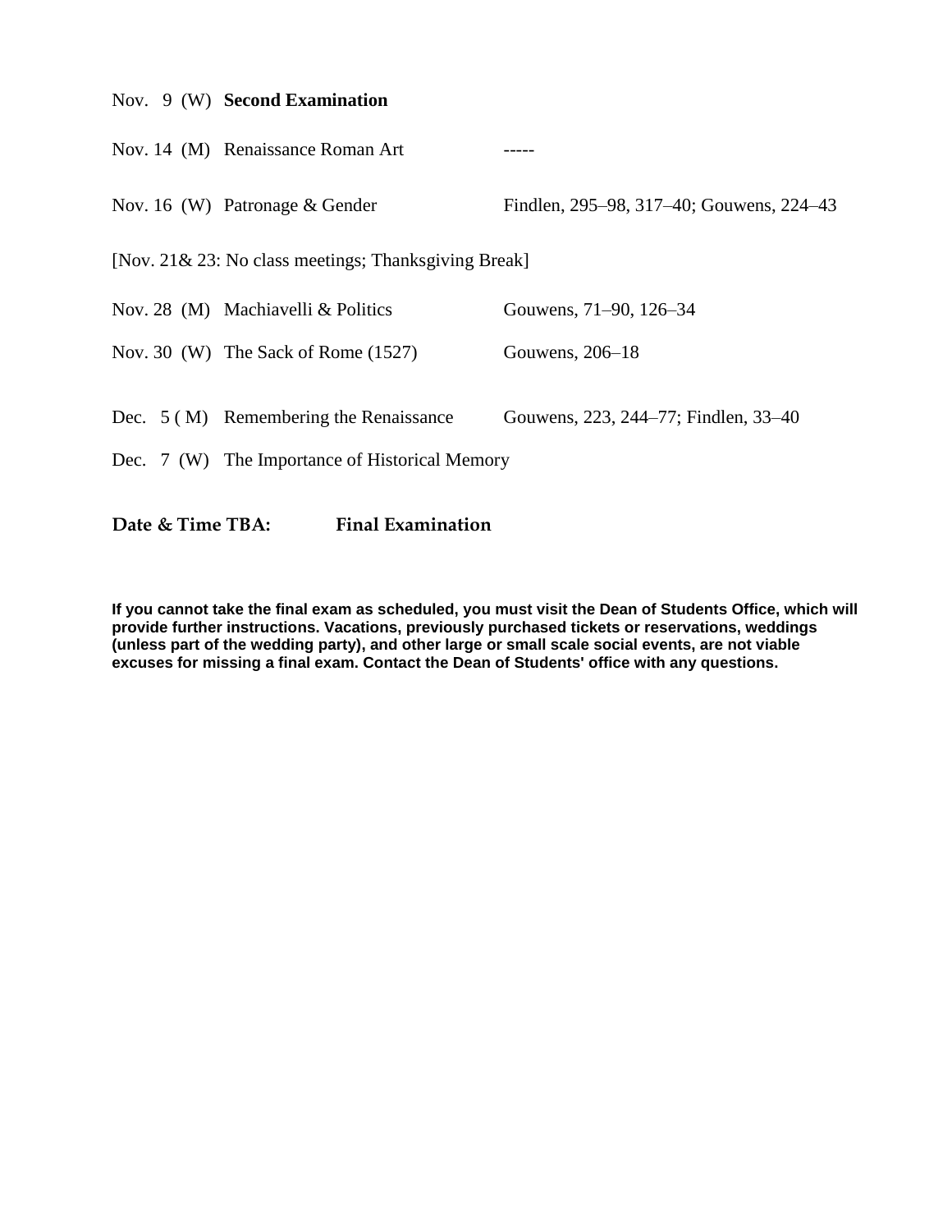| | | |
|---|---|---|
| Nov. 9 (W) | **Second Examination** | |
| Nov. 14 (M) | Renaissance Roman Art | ----- |
| Nov. 16 (W) | Patronage & Gender | Findlen, 295–98, 317–40; Gouwens, 224–43 |
| [Nov. 21& 23: No class meetings; Thanksgiving Break] | | |
| Nov. 28 (M) | Machiavelli & Politics | Gouwens, 71–90, 126–34 |
| Nov. 30 (W) | The Sack of Rome (1527) | Gouwens, 206–18 |
| Dec. 5 ( M) | Remembering the Renaissance | Gouwens, 223, 244–77; Findlen, 33–40 |
| Dec. 7 (W) | The Importance of Historical Memory | |

**Date & Time TBA:** **Final Examination**

**If you cannot take the final exam as scheduled, you must visit the Dean of Students Office, which will provide further instructions. Vacations, previously purchased tickets or reservations, weddings (unless part of the wedding party), and other large or small scale social events, are not viable excuses for missing a final exam. Contact the Dean of Students' office with any questions.**